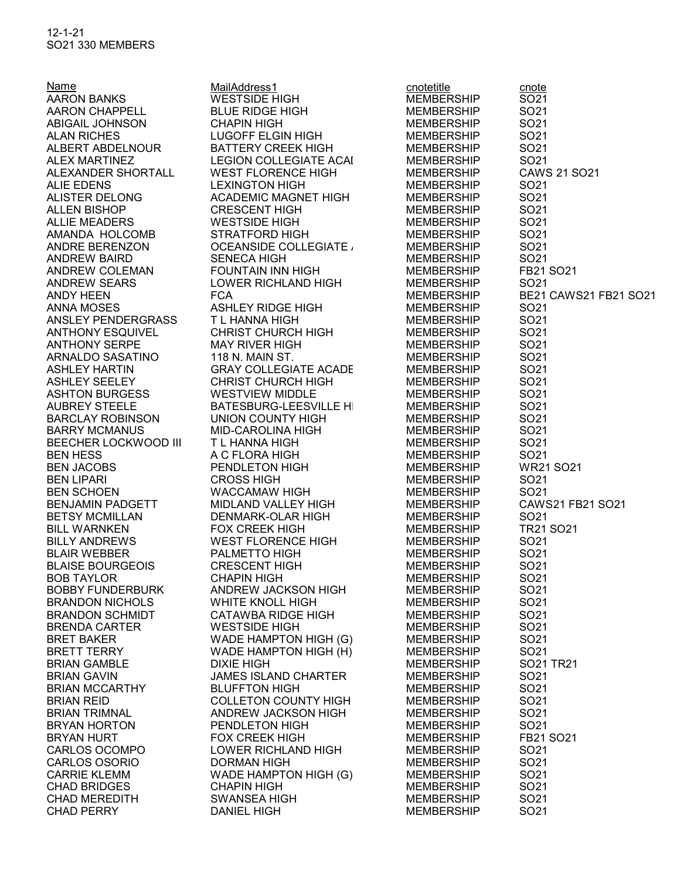12-1-21
SO21 330 MEMBERS

| Name | MailAddress1 | cnotetitle | cnote |
|---|---|---|---|
| AARON BANKS | WESTSIDE HIGH | MEMBERSHIP | SO21 |
| AARON CHAPPELL | BLUE RIDGE HIGH | MEMBERSHIP | SO21 |
| ABIGAIL JOHNSON | CHAPIN HIGH | MEMBERSHIP | SO21 |
| ALAN RICHES | LUGOFF ELGIN HIGH | MEMBERSHIP | SO21 |
| ALBERT ABDELNOUR | BATTERY CREEK HIGH | MEMBERSHIP | SO21 |
| ALEX MARTINEZ | LEGION COLLEGIATE ACAI | MEMBERSHIP | SO21 |
| ALEXANDER SHORTALL | WEST FLORENCE HIGH | MEMBERSHIP | CAWS 21 SO21 |
| ALIE EDENS | LEXINGTON HIGH | MEMBERSHIP | SO21 |
| ALISTER DELONG | ACADEMIC MAGNET HIGH | MEMBERSHIP | SO21 |
| ALLEN BISHOP | CRESCENT HIGH | MEMBERSHIP | SO21 |
| ALLIE MEADERS | WESTSIDE HIGH | MEMBERSHIP | SO21 |
| AMANDA HOLCOMB | STRATFORD HIGH | MEMBERSHIP | SO21 |
| ANDRE BERENZON | OCEANSIDE COLLEGIATE / | MEMBERSHIP | SO21 |
| ANDREW BAIRD | SENECA HIGH | MEMBERSHIP | SO21 |
| ANDREW COLEMAN | FOUNTAIN INN HIGH | MEMBERSHIP | FB21 SO21 |
| ANDREW SEARS | LOWER RICHLAND HIGH | MEMBERSHIP | SO21 |
| ANDY HEEN | FCA | MEMBERSHIP | BE21 CAWS21 FB21 SO21 |
| ANNA MOSES | ASHLEY RIDGE HIGH | MEMBERSHIP | SO21 |
| ANSLEY PENDERGRASS | T L HANNA HIGH | MEMBERSHIP | SO21 |
| ANTHONY ESQUIVEL | CHRIST CHURCH HIGH | MEMBERSHIP | SO21 |
| ANTHONY SERPE | MAY RIVER HIGH | MEMBERSHIP | SO21 |
| ARNALDO SASATINO | 118 N. MAIN ST. | MEMBERSHIP | SO21 |
| ASHLEY HARTIN | GRAY COLLEGIATE ACADE | MEMBERSHIP | SO21 |
| ASHLEY SEELEY | CHRIST CHURCH HIGH | MEMBERSHIP | SO21 |
| ASHTON BURGESS | WESTVIEW MIDDLE | MEMBERSHIP | SO21 |
| AUBREY STEELE | BATESBURG-LEESVILLE HI | MEMBERSHIP | SO21 |
| BARCLAY ROBINSON | UNION COUNTY HIGH | MEMBERSHIP | SO21 |
| BARRY MCMANUS | MID-CAROLINA HIGH | MEMBERSHIP | SO21 |
| BEECHER LOCKWOOD III | T L HANNA HIGH | MEMBERSHIP | SO21 |
| BEN HESS | A C FLORA HIGH | MEMBERSHIP | SO21 |
| BEN JACOBS | PENDLETON HIGH | MEMBERSHIP | WR21 SO21 |
| BEN LIPARI | CROSS HIGH | MEMBERSHIP | SO21 |
| BEN SCHOEN | WACCAMAW HIGH | MEMBERSHIP | SO21 |
| BENJAMIN PADGETT | MIDLAND VALLEY HIGH | MEMBERSHIP | CAWS21 FB21 SO21 |
| BETSY MCMILLAN | DENMARK-OLAR HIGH | MEMBERSHIP | SO21 |
| BILL WARNKEN | FOX CREEK HIGH | MEMBERSHIP | TR21 SO21 |
| BILLY ANDREWS | WEST FLORENCE HIGH | MEMBERSHIP | SO21 |
| BLAIR WEBBER | PALMETTO HIGH | MEMBERSHIP | SO21 |
| BLAISE BOURGEOIS | CRESCENT HIGH | MEMBERSHIP | SO21 |
| BOB TAYLOR | CHAPIN HIGH | MEMBERSHIP | SO21 |
| BOBBY FUNDERBURK | ANDREW JACKSON HIGH | MEMBERSHIP | SO21 |
| BRANDON NICHOLS | WHITE KNOLL HIGH | MEMBERSHIP | SO21 |
| BRANDON SCHMIDT | CATAWBA RIDGE HIGH | MEMBERSHIP | SO21 |
| BRENDA CARTER | WESTSIDE HIGH | MEMBERSHIP | SO21 |
| BRET BAKER | WADE HAMPTON HIGH (G) | MEMBERSHIP | SO21 |
| BRETT TERRY | WADE HAMPTON HIGH (H) | MEMBERSHIP | SO21 |
| BRIAN GAMBLE | DIXIE HIGH | MEMBERSHIP | SO21 TR21 |
| BRIAN GAVIN | JAMES ISLAND CHARTER | MEMBERSHIP | SO21 |
| BRIAN MCCARTHY | BLUFFTON HIGH | MEMBERSHIP | SO21 |
| BRIAN REID | COLLETON COUNTY HIGH | MEMBERSHIP | SO21 |
| BRIAN TRIMNAL | ANDREW JACKSON HIGH | MEMBERSHIP | SO21 |
| BRYAN HORTON | PENDLETON HIGH | MEMBERSHIP | SO21 |
| BRYAN HURT | FOX CREEK HIGH | MEMBERSHIP | FB21 SO21 |
| CARLOS OCOMPO | LOWER RICHLAND HIGH | MEMBERSHIP | SO21 |
| CARLOS OSORIO | DORMAN HIGH | MEMBERSHIP | SO21 |
| CARRIE KLEMM | WADE HAMPTON HIGH (G) | MEMBERSHIP | SO21 |
| CHAD BRIDGES | CHAPIN HIGH | MEMBERSHIP | SO21 |
| CHAD MEREDITH | SWANSEA HIGH | MEMBERSHIP | SO21 |
| CHAD PERRY | DANIEL HIGH | MEMBERSHIP | SO21 |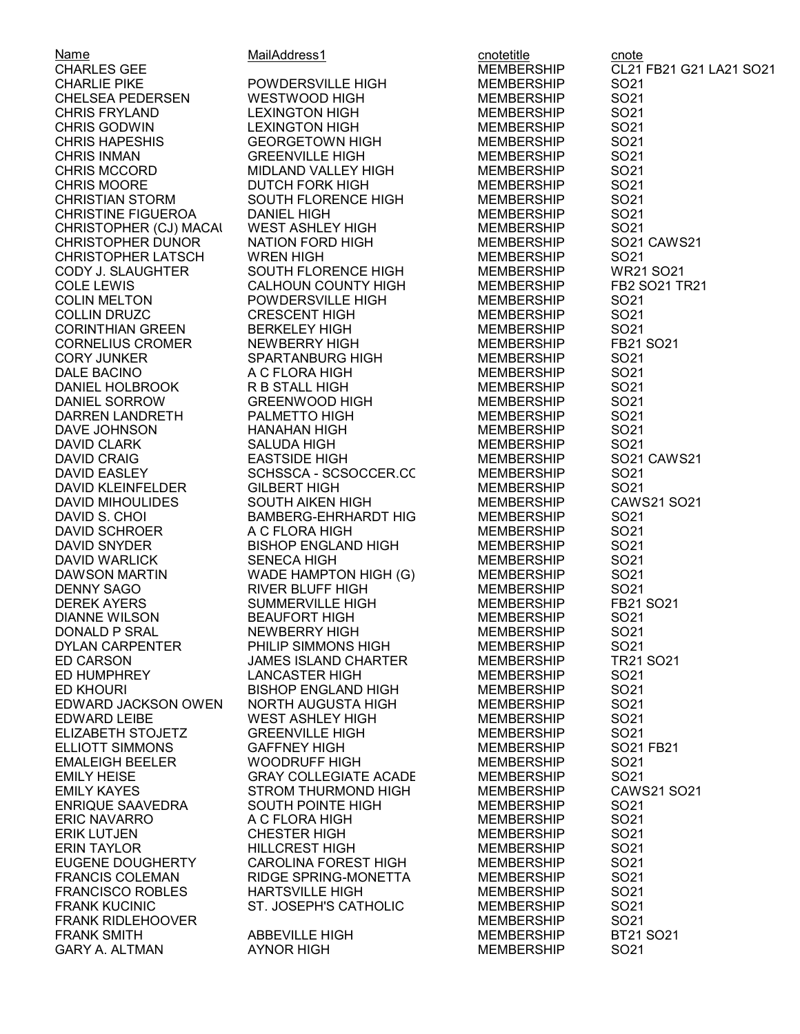| Name | MailAddress1 | cnotetitle | cnote |
| --- | --- | --- | --- |
| CHARLES GEE | | MEMBERSHIP | CL21 FB21 G21 LA21 SO21 |
| CHARLIE PIKE | POWDERSVILLE HIGH | MEMBERSHIP | SO21 |
| CHELSEA PEDERSEN | WESTWOOD HIGH | MEMBERSHIP | SO21 |
| CHRIS FRYLAND | LEXINGTON HIGH | MEMBERSHIP | SO21 |
| CHRIS GODWIN | LEXINGTON HIGH | MEMBERSHIP | SO21 |
| CHRIS HAPESHIS | GEORGETOWN HIGH | MEMBERSHIP | SO21 |
| CHRIS INMAN | GREENVILLE HIGH | MEMBERSHIP | SO21 |
| CHRIS MCCORD | MIDLAND VALLEY HIGH | MEMBERSHIP | SO21 |
| CHRIS MOORE | DUTCH FORK HIGH | MEMBERSHIP | SO21 |
| CHRISTIAN STORM | SOUTH FLORENCE HIGH | MEMBERSHIP | SO21 |
| CHRISTINE FIGUEROA | DANIEL HIGH | MEMBERSHIP | SO21 |
| CHRISTOPHER (CJ) MACAU | WEST ASHLEY HIGH | MEMBERSHIP | SO21 |
| CHRISTOPHER DUNOR | NATION FORD HIGH | MEMBERSHIP | SO21 CAWS21 |
| CHRISTOPHER LATSCH | WREN HIGH | MEMBERSHIP | SO21 |
| CODY J. SLAUGHTER | SOUTH FLORENCE HIGH | MEMBERSHIP | WR21 SO21 |
| COLE LEWIS | CALHOUN COUNTY HIGH | MEMBERSHIP | FB2 SO21 TR21 |
| COLIN MELTON | POWDERSVILLE HIGH | MEMBERSHIP | SO21 |
| COLLIN DRUZC | CRESCENT HIGH | MEMBERSHIP | SO21 |
| CORINTHIAN GREEN | BERKELEY HIGH | MEMBERSHIP | SO21 |
| CORNELIUS CROMER | NEWBERRY HIGH | MEMBERSHIP | FB21 SO21 |
| CORY JUNKER | SPARTANBURG HIGH | MEMBERSHIP | SO21 |
| DALE BACINO | A C FLORA HIGH | MEMBERSHIP | SO21 |
| DANIEL HOLBROOK | R B STALL HIGH | MEMBERSHIP | SO21 |
| DANIEL SORROW | GREENWOOD HIGH | MEMBERSHIP | SO21 |
| DARREN LANDRETH | PALMETTO HIGH | MEMBERSHIP | SO21 |
| DAVE JOHNSON | HANAHAN HIGH | MEMBERSHIP | SO21 |
| DAVID CLARK | SALUDA HIGH | MEMBERSHIP | SO21 |
| DAVID CRAIG | EASTSIDE HIGH | MEMBERSHIP | SO21 CAWS21 |
| DAVID EASLEY | SCHSSCA - SCSOCCER.CC | MEMBERSHIP | SO21 |
| DAVID KLEINFELDER | GILBERT HIGH | MEMBERSHIP | SO21 |
| DAVID MIHOULIDES | SOUTH AIKEN HIGH | MEMBERSHIP | CAWS21 SO21 |
| DAVID S. CHOI | BAMBERG-EHRHARDT HIG | MEMBERSHIP | SO21 |
| DAVID SCHROER | A C FLORA HIGH | MEMBERSHIP | SO21 |
| DAVID SNYDER | BISHOP ENGLAND HIGH | MEMBERSHIP | SO21 |
| DAVID WARLICK | SENECA HIGH | MEMBERSHIP | SO21 |
| DAWSON MARTIN | WADE HAMPTON HIGH (G) | MEMBERSHIP | SO21 |
| DENNY SAGO | RIVER BLUFF HIGH | MEMBERSHIP | SO21 |
| DEREK AYERS | SUMMERVILLE HIGH | MEMBERSHIP | FB21 SO21 |
| DIANNE WILSON | BEAUFORT HIGH | MEMBERSHIP | SO21 |
| DONALD P SRAL | NEWBERRY HIGH | MEMBERSHIP | SO21 |
| DYLAN CARPENTER | PHILIP SIMMONS HIGH | MEMBERSHIP | SO21 |
| ED CARSON | JAMES ISLAND CHARTER | MEMBERSHIP | TR21 SO21 |
| ED HUMPHREY | LANCASTER HIGH | MEMBERSHIP | SO21 |
| ED KHOURI | BISHOP ENGLAND HIGH | MEMBERSHIP | SO21 |
| EDWARD JACKSON OWEN | NORTH AUGUSTA HIGH | MEMBERSHIP | SO21 |
| EDWARD LEIBE | WEST ASHLEY HIGH | MEMBERSHIP | SO21 |
| ELIZABETH STOJETZ | GREENVILLE HIGH | MEMBERSHIP | SO21 |
| ELLIOTT SIMMONS | GAFFNEY HIGH | MEMBERSHIP | SO21 FB21 |
| EMALEIGH BEELER | WOODRUFF HIGH | MEMBERSHIP | SO21 |
| EMILY HEISE | GRAY COLLEGIATE ACADE | MEMBERSHIP | SO21 |
| EMILY KAYES | STROM THURMOND HIGH | MEMBERSHIP | CAWS21 SO21 |
| ENRIQUE SAAVEDRA | SOUTH POINTE HIGH | MEMBERSHIP | SO21 |
| ERIC NAVARRO | A C FLORA HIGH | MEMBERSHIP | SO21 |
| ERIK LUTJEN | CHESTER HIGH | MEMBERSHIP | SO21 |
| ERIN TAYLOR | HILLCREST HIGH | MEMBERSHIP | SO21 |
| EUGENE DOUGHERTY | CAROLINA FOREST HIGH | MEMBERSHIP | SO21 |
| FRANCIS COLEMAN | RIDGE SPRING-MONETTA | MEMBERSHIP | SO21 |
| FRANCISCO ROBLES | HARTSVILLE HIGH | MEMBERSHIP | SO21 |
| FRANK KUCINIC | ST. JOSEPH'S CATHOLIC | MEMBERSHIP | SO21 |
| FRANK RIDLEHOOVER | | MEMBERSHIP | SO21 |
| FRANK SMITH | ABBEVILLE HIGH | MEMBERSHIP | BT21 SO21 |
| GARY A. ALTMAN | AYNOR HIGH | MEMBERSHIP | SO21 |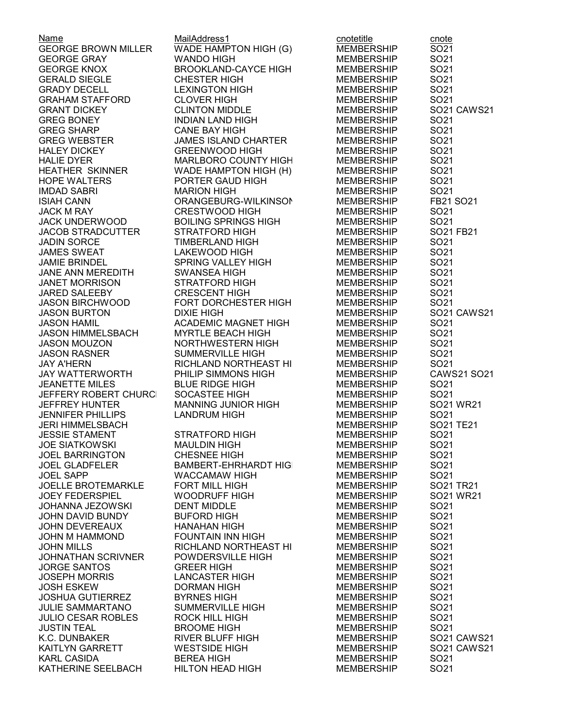| Name | MailAddress1 | cnotetitle | cnote |
|---|---|---|---|
| GEORGE BROWN MILLER | WADE HAMPTON HIGH (G) | MEMBERSHIP | SO21 |
| GEORGE GRAY | WANDO HIGH | MEMBERSHIP | SO21 |
| GEORGE KNOX | BROOKLAND-CAYCE HIGH | MEMBERSHIP | SO21 |
| GERALD SIEGLE | CHESTER HIGH | MEMBERSHIP | SO21 |
| GRADY DECELL | LEXINGTON HIGH | MEMBERSHIP | SO21 |
| GRAHAM STAFFORD | CLOVER HIGH | MEMBERSHIP | SO21 |
| GRANT DICKEY | CLINTON MIDDLE | MEMBERSHIP | SO21 CAWS21 |
| GREG BONEY | INDIAN LAND HIGH | MEMBERSHIP | SO21 |
| GREG SHARP | CANE BAY HIGH | MEMBERSHIP | SO21 |
| GREG WEBSTER | JAMES ISLAND CHARTER | MEMBERSHIP | SO21 |
| HALEY DICKEY | GREENWOOD HIGH | MEMBERSHIP | SO21 |
| HALIE DYER | MARLBORO COUNTY HIGH | MEMBERSHIP | SO21 |
| HEATHER SKINNER | WADE HAMPTON HIGH (H) | MEMBERSHIP | SO21 |
| HOPE WALTERS | PORTER GAUD HIGH | MEMBERSHIP | SO21 |
| IMDAD SABRI | MARION HIGH | MEMBERSHIP | SO21 |
| ISIAH CANN | ORANGEBURG-WILKINSON | MEMBERSHIP | FB21 SO21 |
| JACK M RAY | CRESTWOOD HIGH | MEMBERSHIP | SO21 |
| JACK UNDERWOOD | BOILING SPRINGS HIGH | MEMBERSHIP | SO21 |
| JACOB STRADCUTTER | STRATFORD HIGH | MEMBERSHIP | SO21 FB21 |
| JADIN SORCE | TIMBERLAND HIGH | MEMBERSHIP | SO21 |
| JAMES SWEAT | LAKEWOOD HIGH | MEMBERSHIP | SO21 |
| JAMIE BRINDEL | SPRING VALLEY HIGH | MEMBERSHIP | SO21 |
| JANE ANN MEREDITH | SWANSEA HIGH | MEMBERSHIP | SO21 |
| JANET MORRISON | STRATFORD HIGH | MEMBERSHIP | SO21 |
| JARED SALEEBY | CRESCENT HIGH | MEMBERSHIP | SO21 |
| JASON BIRCHWOOD | FORT DORCHESTER HIGH | MEMBERSHIP | SO21 |
| JASON BURTON | DIXIE HIGH | MEMBERSHIP | SO21 CAWS21 |
| JASON HAMIL | ACADEMIC MAGNET HIGH | MEMBERSHIP | SO21 |
| JASON HIMMELSBACH | MYRTLE BEACH HIGH | MEMBERSHIP | SO21 |
| JASON MOUZON | NORTHWESTERN HIGH | MEMBERSHIP | SO21 |
| JASON RASNER | SUMMERVILLE HIGH | MEMBERSHIP | SO21 |
| JAY A'HERN | RICHLAND NORTHEAST HI | MEMBERSHIP | SO21 |
| JAY WATTERWORTH | PHILIP SIMMONS HIGH | MEMBERSHIP | CAWS21 SO21 |
| JEANETTE MILES | BLUE RIDGE HIGH | MEMBERSHIP | SO21 |
| JEFFERY ROBERT CHURC | SOCASTEE HIGH | MEMBERSHIP | SO21 |
| JEFFREY HUNTER | MANNING JUNIOR HIGH | MEMBERSHIP | SO21 WR21 |
| JENNIFER PHILLIPS | LANDRUM HIGH | MEMBERSHIP | SO21 |
| JERI HIMMELSBACH | | MEMBERSHIP | SO21 TE21 |
| JESSIE STAMENT | STRATFORD HIGH | MEMBERSHIP | SO21 |
| JOE SIATKOWSKI | MAULDIN HIGH | MEMBERSHIP | SO21 |
| JOEL BARRINGTON | CHESNEE HIGH | MEMBERSHIP | SO21 |
| JOEL GLADFELER | BAMBERT-EHRHARDT HIG | MEMBERSHIP | SO21 |
| JOEL SAPP | WACCAMAW HIGH | MEMBERSHIP | SO21 |
| JOELLE BROTEMARKLE | FORT MILL HIGH | MEMBERSHIP | SO21 TR21 |
| JOEY FEDERSPIEL | WOODRUFF HIGH | MEMBERSHIP | SO21 WR21 |
| JOHANNA JEZOWSKI | DENT MIDDLE | MEMBERSHIP | SO21 |
| JOHN DAVID BUNDY | BUFORD HIGH | MEMBERSHIP | SO21 |
| JOHN DEVEREAUX | HANAHAN HIGH | MEMBERSHIP | SO21 |
| JOHN M HAMMOND | FOUNTAIN INN HIGH | MEMBERSHIP | SO21 |
| JOHN MILLS | RICHLAND NORTHEAST HI | MEMBERSHIP | SO21 |
| JOHNATHAN SCRIVNER | POWDERSVILLE HIGH | MEMBERSHIP | SO21 |
| JORGE SANTOS | GREER HIGH | MEMBERSHIP | SO21 |
| JOSEPH MORRIS | LANCASTER HIGH | MEMBERSHIP | SO21 |
| JOSH ESKEW | DORMAN HIGH | MEMBERSHIP | SO21 |
| JOSHUA GUTIERREZ | BYRNES HIGH | MEMBERSHIP | SO21 |
| JULIE SAMMARTANO | SUMMERVILLE HIGH | MEMBERSHIP | SO21 |
| JULIO CESAR ROBLES | ROCK HILL HIGH | MEMBERSHIP | SO21 |
| JUSTIN TEAL | BROOME HIGH | MEMBERSHIP | SO21 |
| K.C. DUNBAKER | RIVER BLUFF HIGH | MEMBERSHIP | SO21 CAWS21 |
| KAITLYN GARRETT | WESTSIDE HIGH | MEMBERSHIP | SO21 CAWS21 |
| KARL CASIDA | BEREA HIGH | MEMBERSHIP | SO21 |
| KATHERINE SEELBACH | HILTON HEAD HIGH | MEMBERSHIP | SO21 |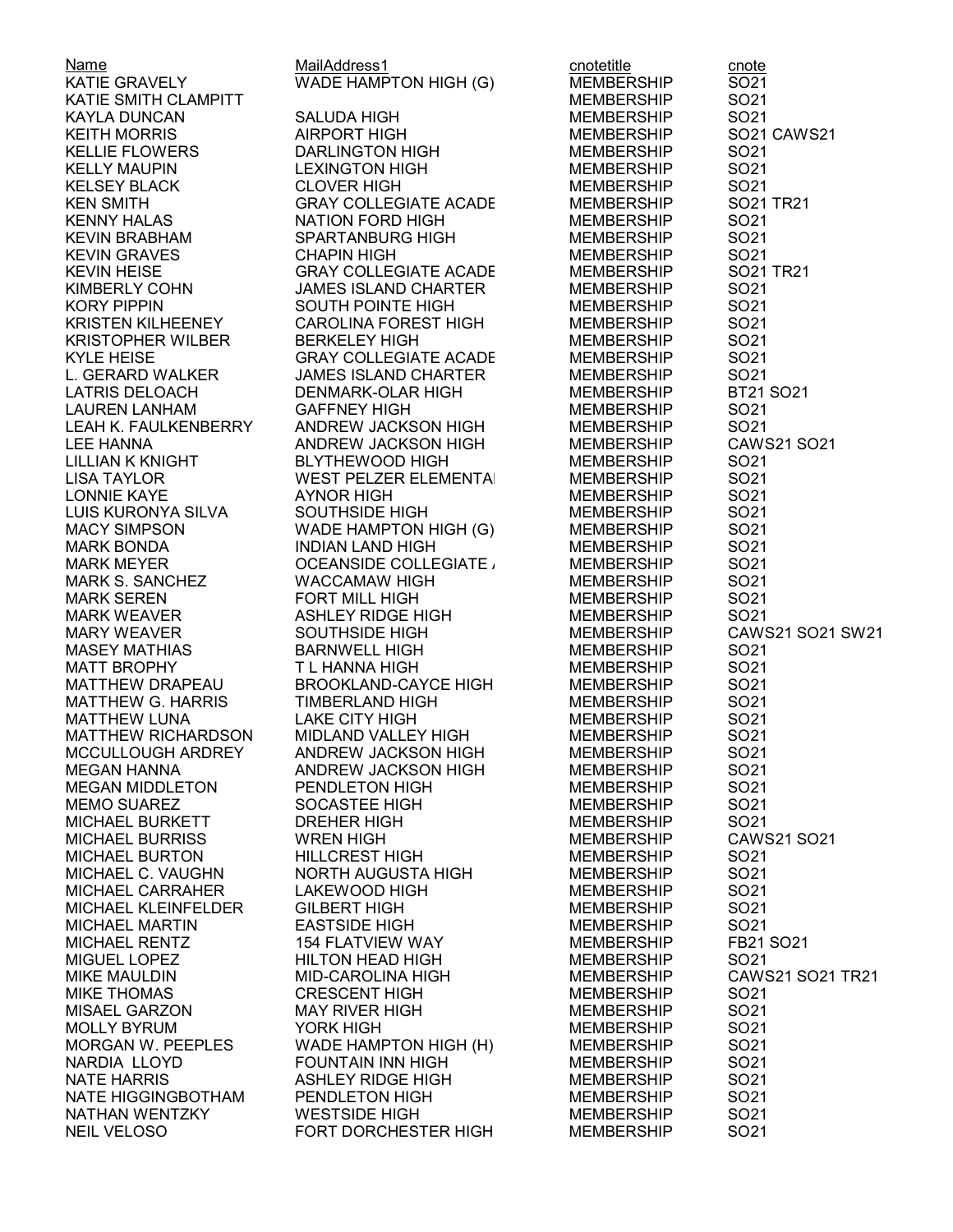| Name | MailAddress1 | cnotetitle | cnote |
| --- | --- | --- | --- |
| KATIE GRAVELY | WADE HAMPTON HIGH (G) | MEMBERSHIP | SO21 |
| KATIE SMITH CLAMPITT | | MEMBERSHIP | SO21 |
| KAYLA DUNCAN | SALUDA HIGH | MEMBERSHIP | SO21 |
| KEITH MORRIS | AIRPORT HIGH | MEMBERSHIP | SO21 CAWS21 |
| KELLIE FLOWERS | DARLINGTON HIGH | MEMBERSHIP | SO21 |
| KELLY MAUPIN | LEXINGTON HIGH | MEMBERSHIP | SO21 |
| KELSEY BLACK | CLOVER HIGH | MEMBERSHIP | SO21 |
| KEN SMITH | GRAY COLLEGIATE ACADE | MEMBERSHIP | SO21 TR21 |
| KENNY HALAS | NATION FORD HIGH | MEMBERSHIP | SO21 |
| KEVIN BRABHAM | SPARTANBURG HIGH | MEMBERSHIP | SO21 |
| KEVIN GRAVES | CHAPIN HIGH | MEMBERSHIP | SO21 |
| KEVIN HEISE | GRAY COLLEGIATE ACADE | MEMBERSHIP | SO21 TR21 |
| KIMBERLY COHN | JAMES ISLAND CHARTER | MEMBERSHIP | SO21 |
| KORY PIPPIN | SOUTH POINTE HIGH | MEMBERSHIP | SO21 |
| KRISTEN KILHEENEY | CAROLINA FOREST HIGH | MEMBERSHIP | SO21 |
| KRISTOPHER WILBER | BERKELEY HIGH | MEMBERSHIP | SO21 |
| KYLE HEISE | GRAY COLLEGIATE ACADE | MEMBERSHIP | SO21 |
| L. GERARD WALKER | JAMES ISLAND CHARTER | MEMBERSHIP | SO21 |
| LATRIS DELOACH | DENMARK-OLAR HIGH | MEMBERSHIP | BT21 SO21 |
| LAUREN LANHAM | GAFFNEY HIGH | MEMBERSHIP | SO21 |
| LEAH K. FAULKENBERRY | ANDREW JACKSON HIGH | MEMBERSHIP | SO21 |
| LEE HANNA | ANDREW JACKSON HIGH | MEMBERSHIP | CAWS21 SO21 |
| LILLIAN K KNIGHT | BLYTHEWOOD HIGH | MEMBERSHIP | SO21 |
| LISA TAYLOR | WEST PELZER ELEMENTA | MEMBERSHIP | SO21 |
| LONNIE KAYE | AYNOR HIGH | MEMBERSHIP | SO21 |
| LUIS KURONYA SILVA | SOUTHSIDE HIGH | MEMBERSHIP | SO21 |
| MACY SIMPSON | WADE HAMPTON HIGH (G) | MEMBERSHIP | SO21 |
| MARK BONDA | INDIAN LAND HIGH | MEMBERSHIP | SO21 |
| MARK MEYER | OCEANSIDE COLLEGIATE | MEMBERSHIP | SO21 |
| MARK S. SANCHEZ | WACCAMAW HIGH | MEMBERSHIP | SO21 |
| MARK SEREN | FORT MILL HIGH | MEMBERSHIP | SO21 |
| MARK WEAVER | ASHLEY RIDGE HIGH | MEMBERSHIP | SO21 |
| MARY WEAVER | SOUTHSIDE HIGH | MEMBERSHIP | CAWS21 SO21 SW21 |
| MASEY MATHIAS | BARNWELL HIGH | MEMBERSHIP | SO21 |
| MATT BROPHY | T L HANNA HIGH | MEMBERSHIP | SO21 |
| MATTHEW DRAPEAU | BROOKLAND-CAYCE HIGH | MEMBERSHIP | SO21 |
| MATTHEW G. HARRIS | TIMBERLAND HIGH | MEMBERSHIP | SO21 |
| MATTHEW LUNA | LAKE CITY HIGH | MEMBERSHIP | SO21 |
| MATTHEW RICHARDSON | MIDLAND VALLEY HIGH | MEMBERSHIP | SO21 |
| MCCULLOUGH ARDREY | ANDREW JACKSON HIGH | MEMBERSHIP | SO21 |
| MEGAN HANNA | ANDREW JACKSON HIGH | MEMBERSHIP | SO21 |
| MEGAN MIDDLETON | PENDLETON HIGH | MEMBERSHIP | SO21 |
| MEMO SUAREZ | SOCASTEE HIGH | MEMBERSHIP | SO21 |
| MICHAEL BURKETT | DREHER HIGH | MEMBERSHIP | SO21 |
| MICHAEL BURRISS | WREN HIGH | MEMBERSHIP | CAWS21 SO21 |
| MICHAEL BURTON | HILLCREST HIGH | MEMBERSHIP | SO21 |
| MICHAEL C. VAUGHN | NORTH AUGUSTA HIGH | MEMBERSHIP | SO21 |
| MICHAEL CARRAHER | LAKEWOOD HIGH | MEMBERSHIP | SO21 |
| MICHAEL KLEINFELDER | GILBERT HIGH | MEMBERSHIP | SO21 |
| MICHAEL MARTIN | EASTSIDE HIGH | MEMBERSHIP | SO21 |
| MICHAEL RENTZ | 154 FLATVIEW WAY | MEMBERSHIP | FB21 SO21 |
| MIGUEL LOPEZ | HILTON HEAD HIGH | MEMBERSHIP | SO21 |
| MIKE MAULDIN | MID-CAROLINA HIGH | MEMBERSHIP | CAWS21 SO21 TR21 |
| MIKE THOMAS | CRESCENT HIGH | MEMBERSHIP | SO21 |
| MISAEL GARZON | MAY RIVER HIGH | MEMBERSHIP | SO21 |
| MOLLY BYRUM | YORK HIGH | MEMBERSHIP | SO21 |
| MORGAN W. PEEPLES | WADE HAMPTON HIGH (H) | MEMBERSHIP | SO21 |
| NARDIA LLOYD | FOUNTAIN INN HIGH | MEMBERSHIP | SO21 |
| NATE HARRIS | ASHLEY RIDGE HIGH | MEMBERSHIP | SO21 |
| NATE HIGGINGBOTHAM | PENDLETON HIGH | MEMBERSHIP | SO21 |
| NATHAN WENTZKY | WESTSIDE HIGH | MEMBERSHIP | SO21 |
| NEIL VELOSO | FORT DORCHESTER HIGH | MEMBERSHIP | SO21 |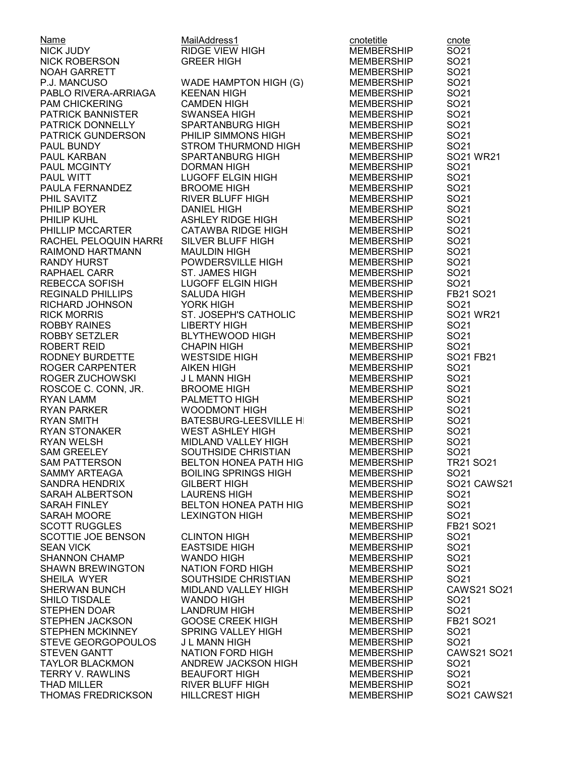| Name | MailAddress1 | cnotetitle | cnote |
|---|---|---|---|
| NICK JUDY | RIDGE VIEW HIGH | MEMBERSHIP | SO21 |
| NICK ROBERSON | GREER HIGH | MEMBERSHIP | SO21 |
| NOAH GARRETT | | MEMBERSHIP | SO21 |
| P.J. MANCUSO | WADE HAMPTON HIGH (G) | MEMBERSHIP | SO21 |
| PABLO RIVERA-ARRIAGA | KEENAN HIGH | MEMBERSHIP | SO21 |
| PAM CHICKERING | CAMDEN HIGH | MEMBERSHIP | SO21 |
| PATRICK BANNISTER | SWANSEA HIGH | MEMBERSHIP | SO21 |
| PATRICK DONNELLY | SPARTANBURG HIGH | MEMBERSHIP | SO21 |
| PATRICK GUNDERSON | PHILIP SIMMONS HIGH | MEMBERSHIP | SO21 |
| PAUL BUNDY | STROM THURMOND HIGH | MEMBERSHIP | SO21 |
| PAUL KARBAN | SPARTANBURG HIGH | MEMBERSHIP | SO21 WR21 |
| PAUL MCGINTY | DORMAN HIGH | MEMBERSHIP | SO21 |
| PAUL WITT | LUGOFF ELGIN HIGH | MEMBERSHIP | SO21 |
| PAULA FERNANDEZ | BROOME HIGH | MEMBERSHIP | SO21 |
| PHIL SAVITZ | RIVER BLUFF HIGH | MEMBERSHIP | SO21 |
| PHILIP BOYER | DANIEL HIGH | MEMBERSHIP | SO21 |
| PHILIP KUHL | ASHLEY RIDGE HIGH | MEMBERSHIP | SO21 |
| PHILLIP MCCARTER | CATAWBA RIDGE HIGH | MEMBERSHIP | SO21 |
| RACHEL PELOQUIN HARRI | SILVER BLUFF HIGH | MEMBERSHIP | SO21 |
| RAIMOND HARTMANN | MAULDIN HIGH | MEMBERSHIP | SO21 |
| RANDY HURST | POWDERSVILLE HIGH | MEMBERSHIP | SO21 |
| RAPHAEL CARR | ST. JAMES HIGH | MEMBERSHIP | SO21 |
| REBECCA SOFISH | LUGOFF ELGIN HIGH | MEMBERSHIP | SO21 |
| REGINALD PHILLIPS | SALUDA HIGH | MEMBERSHIP | FB21 SO21 |
| RICHARD JOHNSON | YORK HIGH | MEMBERSHIP | SO21 |
| RICK MORRIS | ST. JOSEPH'S CATHOLIC | MEMBERSHIP | SO21 WR21 |
| ROBBY RAINES | LIBERTY HIGH | MEMBERSHIP | SO21 |
| ROBBY SETZLER | BLYTHEWOOD HIGH | MEMBERSHIP | SO21 |
| ROBERT REID | CHAPIN HIGH | MEMBERSHIP | SO21 |
| RODNEY BURDETTE | WESTSIDE HIGH | MEMBERSHIP | SO21 FB21 |
| ROGER CARPENTER | AIKEN HIGH | MEMBERSHIP | SO21 |
| ROGER ZUCHOWSKI | J L MANN HIGH | MEMBERSHIP | SO21 |
| ROSCOE C. CONN, JR. | BROOME HIGH | MEMBERSHIP | SO21 |
| RYAN LAMM | PALMETTO HIGH | MEMBERSHIP | SO21 |
| RYAN PARKER | WOODMONT HIGH | MEMBERSHIP | SO21 |
| RYAN SMITH | BATESBURG-LEESVILLE HI | MEMBERSHIP | SO21 |
| RYAN STONAKER | WEST ASHLEY HIGH | MEMBERSHIP | SO21 |
| RYAN WELSH | MIDLAND VALLEY HIGH | MEMBERSHIP | SO21 |
| SAM GREELEY | SOUTHSIDE CHRISTIAN | MEMBERSHIP | SO21 |
| SAM PATTERSON | BELTON HONEA PATH HIG | MEMBERSHIP | TR21 SO21 |
| SAMMY ARTEAGA | BOILING SPRINGS HIGH | MEMBERSHIP | SO21 |
| SANDRA HENDRIX | GILBERT HIGH | MEMBERSHIP | SO21 CAWS21 |
| SARAH ALBERTSON | LAURENS HIGH | MEMBERSHIP | SO21 |
| SARAH FINLEY | BELTON HONEA PATH HIG | MEMBERSHIP | SO21 |
| SARAH MOORE | LEXINGTON HIGH | MEMBERSHIP | SO21 |
| SCOTT RUGGLES | | MEMBERSHIP | FB21 SO21 |
| SCOTTIE JOE BENSON | CLINTON HIGH | MEMBERSHIP | SO21 |
| SEAN VICK | EASTSIDE HIGH | MEMBERSHIP | SO21 |
| SHANNON CHAMP | WANDO HIGH | MEMBERSHIP | SO21 |
| SHAWN BREWINGTON | NATION FORD HIGH | MEMBERSHIP | SO21 |
| SHEILA WYER | SOUTHSIDE CHRISTIAN | MEMBERSHIP | SO21 |
| SHERWAN BUNCH | MIDLAND VALLEY HIGH | MEMBERSHIP | CAWS21 SO21 |
| SHILO TISDALE | WANDO HIGH | MEMBERSHIP | SO21 |
| STEPHEN DOAR | LANDRUM HIGH | MEMBERSHIP | SO21 |
| STEPHEN JACKSON | GOOSE CREEK HIGH | MEMBERSHIP | FB21 SO21 |
| STEPHEN MCKINNEY | SPRING VALLEY HIGH | MEMBERSHIP | SO21 |
| STEVE GEORGOPOULOS | J L MANN HIGH | MEMBERSHIP | SO21 |
| STEVEN GANTT | NATION FORD HIGH | MEMBERSHIP | CAWS21 SO21 |
| TAYLOR BLACKMON | ANDREW JACKSON HIGH | MEMBERSHIP | SO21 |
| TERRY V. RAWLINS | BEAUFORT HIGH | MEMBERSHIP | SO21 |
| THAD MILLER | RIVER BLUFF HIGH | MEMBERSHIP | SO21 |
| THOMAS FREDRICKSON | HILLCREST HIGH | MEMBERSHIP | SO21 CAWS21 |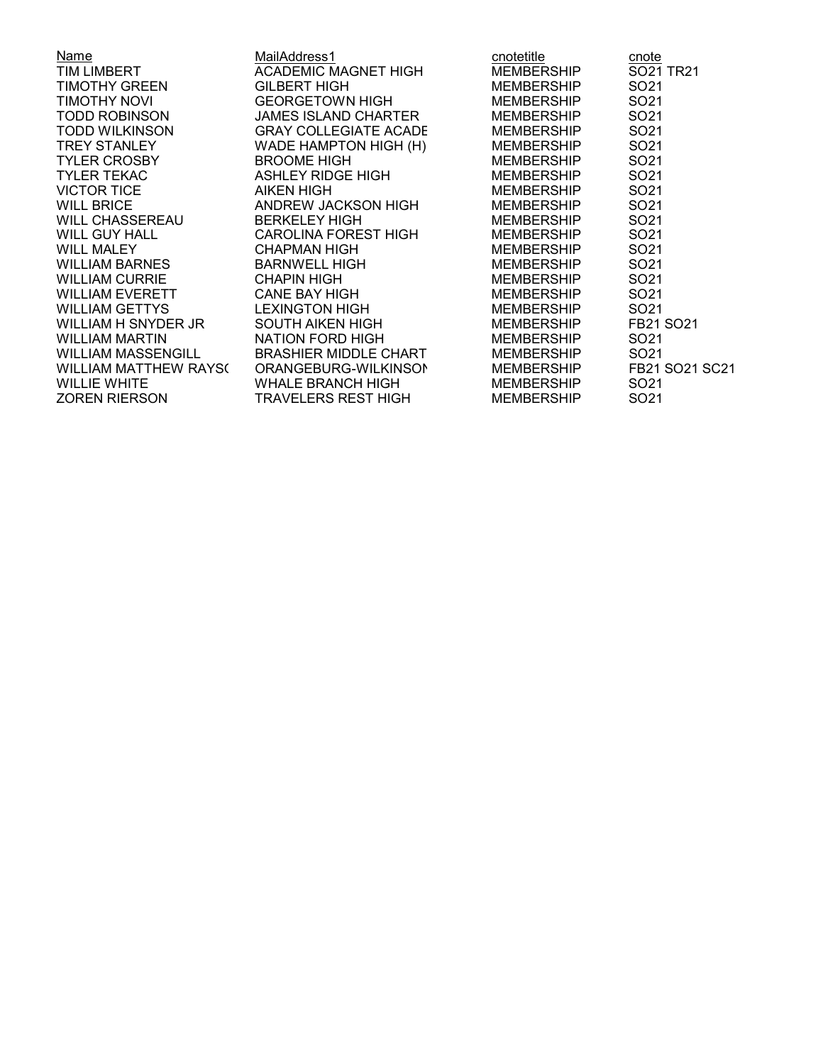| Name | MailAddress1 | cnotetitle | cnote |
|---|---|---|---|
| TIM LIMBERT | ACADEMIC MAGNET HIGH | MEMBERSHIP | SO21 TR21 |
| TIMOTHY GREEN | GILBERT HIGH | MEMBERSHIP | SO21 |
| TIMOTHY NOVI | GEORGETOWN HIGH | MEMBERSHIP | SO21 |
| TODD ROBINSON | JAMES ISLAND CHARTER | MEMBERSHIP | SO21 |
| TODD WILKINSON | GRAY COLLEGIATE ACADE | MEMBERSHIP | SO21 |
| TREY STANLEY | WADE HAMPTON HIGH (H) | MEMBERSHIP | SO21 |
| TYLER CROSBY | BROOME HIGH | MEMBERSHIP | SO21 |
| TYLER TEKAC | ASHLEY RIDGE HIGH | MEMBERSHIP | SO21 |
| VICTOR TICE | AIKEN HIGH | MEMBERSHIP | SO21 |
| WILL BRICE | ANDREW JACKSON HIGH | MEMBERSHIP | SO21 |
| WILL CHASSEREAU | BERKELEY HIGH | MEMBERSHIP | SO21 |
| WILL GUY HALL | CAROLINA FOREST HIGH | MEMBERSHIP | SO21 |
| WILL MALEY | CHAPMAN HIGH | MEMBERSHIP | SO21 |
| WILLIAM BARNES | BARNWELL HIGH | MEMBERSHIP | SO21 |
| WILLIAM CURRIE | CHAPIN HIGH | MEMBERSHIP | SO21 |
| WILLIAM EVERETT | CANE BAY HIGH | MEMBERSHIP | SO21 |
| WILLIAM GETTYS | LEXINGTON HIGH | MEMBERSHIP | SO21 |
| WILLIAM H SNYDER JR | SOUTH AIKEN HIGH | MEMBERSHIP | FB21 SO21 |
| WILLIAM MARTIN | NATION FORD HIGH | MEMBERSHIP | SO21 |
| WILLIAM MASSENGILL | BRASHIER MIDDLE CHART | MEMBERSHIP | SO21 |
| WILLIAM MATTHEW RAYS( | ORANGEBURG-WILKINSON | MEMBERSHIP | FB21 SO21 SC21 |
| WILLIE WHITE | WHALE BRANCH HIGH | MEMBERSHIP | SO21 |
| ZOREN RIERSON | TRAVELERS REST HIGH | MEMBERSHIP | SO21 |